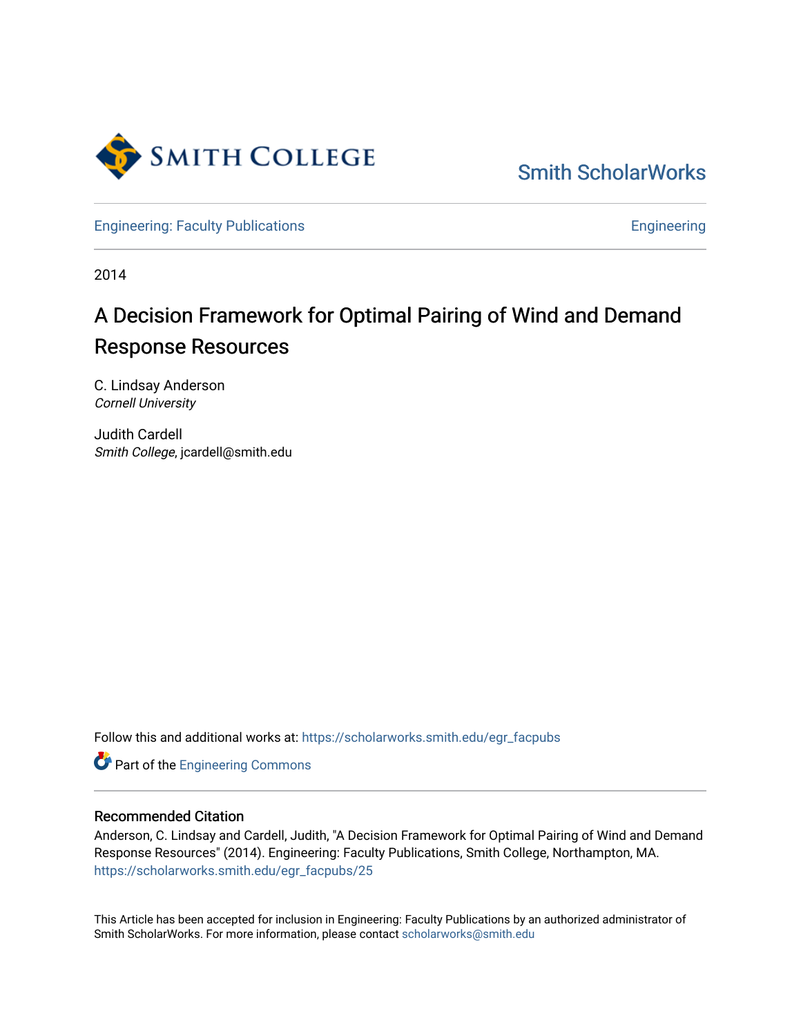Smith College

Smith ScholarWorks

Engineering: Faculty Publications

Engineering

2014

# A Decision Framework for Optimal Pairing of Wind and Demand Response Resources

C. Lindsay Anderson
*Cornell University*

Judith Cardell
*Smith College*, jcardell@smith.edu

Follow this and additional works at: https://scholarworks.smith.edu/egr_facpubs

Part of the Engineering Commons

### Recommended Citation

Anderson, C. Lindsay and Cardell, Judith, "A Decision Framework for Optimal Pairing of Wind and Demand Response Resources" (2014). Engineering: Faculty Publications, Smith College, Northampton, MA. https://scholarworks.smith.edu/egr_facpubs/25

This Article has been accepted for inclusion in Engineering: Faculty Publications by an authorized administrator of Smith ScholarWorks. For more information, please contact scholarworks@smith.edu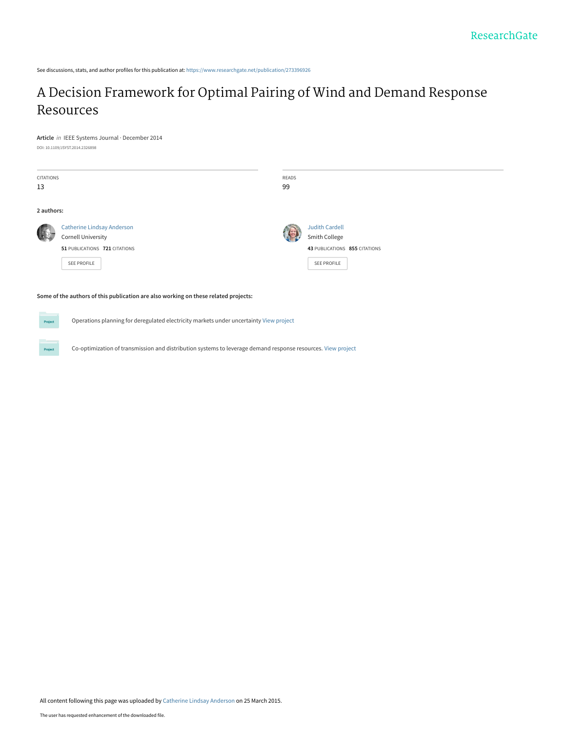See discussions, stats, and author profiles for this publication at: https://www.researchgate.net/publication/273396926

# A Decision Framework for Optimal Pairing of Wind and Demand Response Resources

**Article** *in* IEEE Systems Journal · December 2014

DOI: 10.1109/JSYST.2014.2326898

| CITATIONS | READS |
|---|---|
| 13 | 99 |

**2 authors:**

**Catherine Lindsay Anderson**
Cornell University
**51** PUBLICATIONS **721** CITATIONS
SEE PROFILE

**Judith Cardell**
Smith College
**43** PUBLICATIONS **855** CITATIONS
SEE PROFILE

**Some of the authors of this publication are also working on these related projects:**

Project: Operations planning for deregulated electricity markets under uncertainty View project

Project: Co-optimization of transmission and distribution systems to leverage demand response resources. View project

All content following this page was uploaded by Catherine Lindsay Anderson on 25 March 2015.

The user has requested enhancement of the downloaded file.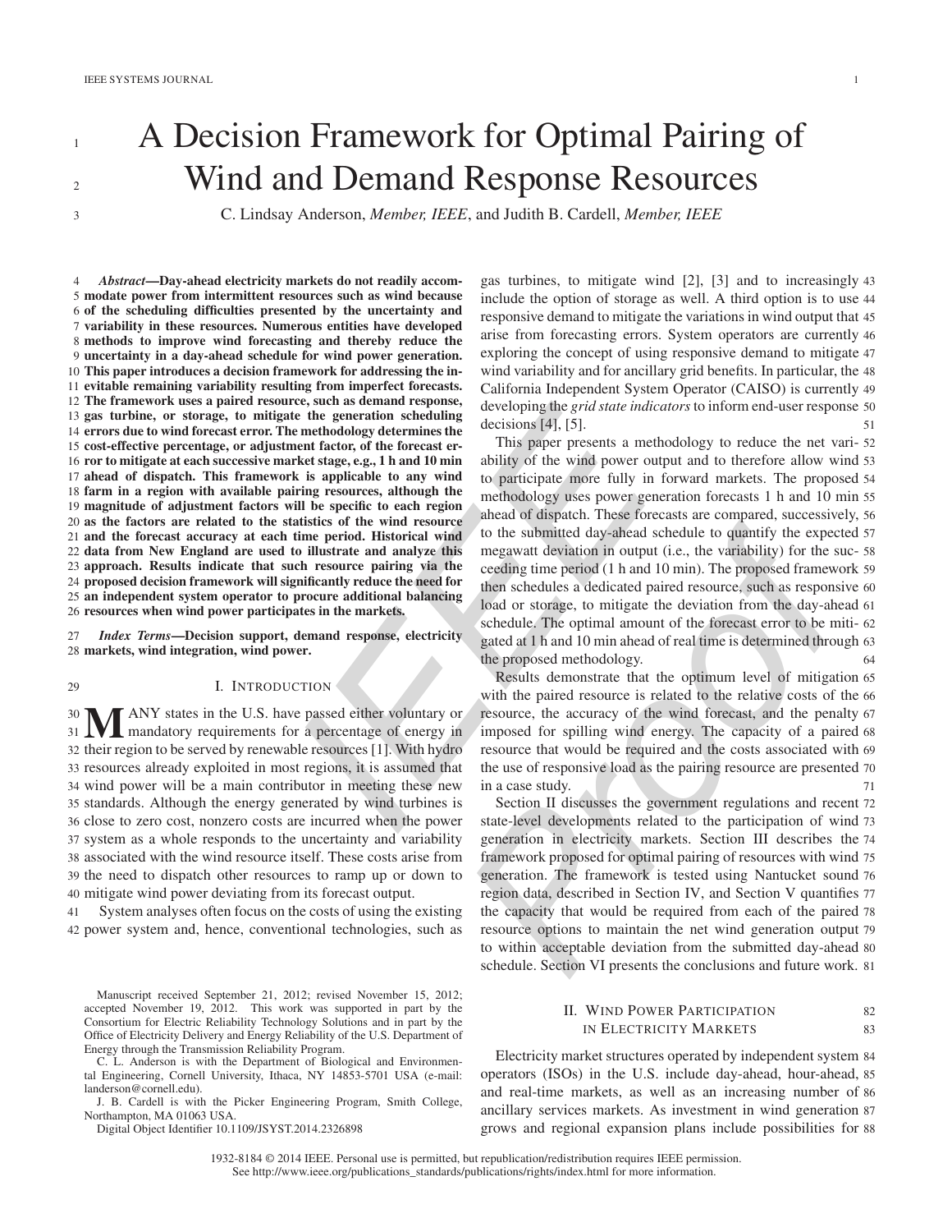# A Decision Framework for Optimal Pairing of Wind and Demand Response Resources

C. Lindsay Anderson, *Member, IEEE*, and Judith B. Cardell, *Member, IEEE*

***Abstract*—Day-ahead electricity markets do not readily accommodate power from intermittent resources such as wind because of the scheduling difficulties presented by the uncertainty and variability in these resources. Numerous entities have developed methods to improve wind forecasting and thereby reduce the uncertainty in a day-ahead schedule for wind power generation. This paper introduces a decision framework for addressing the inevitable remaining variability resulting from imperfect forecasts. The framework uses a paired resource, such as demand response, gas turbine, or storage, to mitigate the generation scheduling errors due to wind forecast error. The methodology determines the cost-effective percentage, or adjustment factor, of the forecast error to mitigate at each successive market stage, e.g., 1 h and 10 min ahead of dispatch. This framework is applicable to any wind farm in a region with available pairing resources, although the magnitude of adjustment factors will be specific to each region as the factors are related to the statistics of the wind resource and the forecast accuracy at each time period. Historical wind data from New England are used to illustrate and analyze this approach. Results indicate that such resource pairing via the proposed decision framework will significantly reduce the need for an independent system operator to procure additional balancing resources when wind power participates in the markets.**

***Index Terms*—Decision support, demand response, electricity markets, wind integration, wind power.**

## I. Introduction

Many states in the U.S. have passed either voluntary or mandatory requirements for a percentage of energy in their region to be served by renewable resources [1]. With hydro resources already exploited in most regions, it is assumed that wind power will be a main contributor in meeting these new standards. Although the energy generated by wind turbines is close to zero cost, nonzero costs are incurred when the power system as a whole responds to the uncertainty and variability associated with the wind resource itself. These costs arise from the need to dispatch other resources to ramp up or down to mitigate wind power deviating from its forecast output.

System analyses often focus on the costs of using the existing power system and, hence, conventional technologies, such as gas turbines, to mitigate wind [2], [3] and to increasingly include the option of storage as well. A third option is to use responsive demand to mitigate the variations in wind output that arise from forecasting errors. System operators are currently exploring the concept of using responsive demand to mitigate wind variability and for ancillary grid benefits. In particular, the California Independent System Operator (CAISO) is currently developing the *grid state indicators* to inform end-user response decisions [4], [5].

This paper presents a methodology to reduce the net variability of the wind power output and to therefore allow wind to participate more fully in forward markets. The proposed methodology uses power generation forecasts 1 h and 10 min ahead of dispatch. These forecasts are compared, successively, to the submitted day-ahead schedule to quantify the expected megawatt deviation in output (i.e., the variability) for the succeeding time period (1 h and 10 min). The proposed framework then schedules a dedicated paired resource, such as responsive load or storage, to mitigate the deviation from the day-ahead schedule. The optimal amount of the forecast error to be mitigated at 1 h and 10 min ahead of real time is determined through the proposed methodology.

Results demonstrate that the optimum level of mitigation with the paired resource is related to the relative costs of the resource, the accuracy of the wind forecast, and the penalty imposed for spilling wind energy. The capacity of a paired resource that would be required and the costs associated with the use of responsive load as the pairing resource are presented in a case study.

Section II discusses the government regulations and recent state-level developments related to the participation of wind generation in electricity markets. Section III describes the framework proposed for optimal pairing of resources with wind generation. The framework is tested using Nantucket sound region data, described in Section IV, and Section V quantifies the capacity that would be required from each of the paired resource options to maintain the net wind generation output to within acceptable deviation from the submitted day-ahead schedule. Section VI presents the conclusions and future work.

## II. Wind Power Participation in Electricity Markets

Electricity market structures operated by independent system operators (ISOs) in the U.S. include day-ahead, hour-ahead, and real-time markets, as well as an increasing number of ancillary services markets. As investment in wind generation grows and regional expansion plans include possibilities for

Manuscript received September 21, 2012; revised November 15, 2012; accepted November 19, 2012. This work was supported in part by the Consortium for Electric Reliability Technology Solutions and in part by the Office of Electricity Delivery and Energy Reliability of the U.S. Department of Energy through the Transmission Reliability Program.

C. L. Anderson is with the Department of Biological and Environmental Engineering, Cornell University, Ithaca, NY 14853-5701 USA (e-mail: landerson@cornell.edu).

J. B. Cardell is with the Picker Engineering Program, Smith College, Northampton, MA 01063 USA.

Digital Object Identifier 10.1109/JSYST.2014.2326898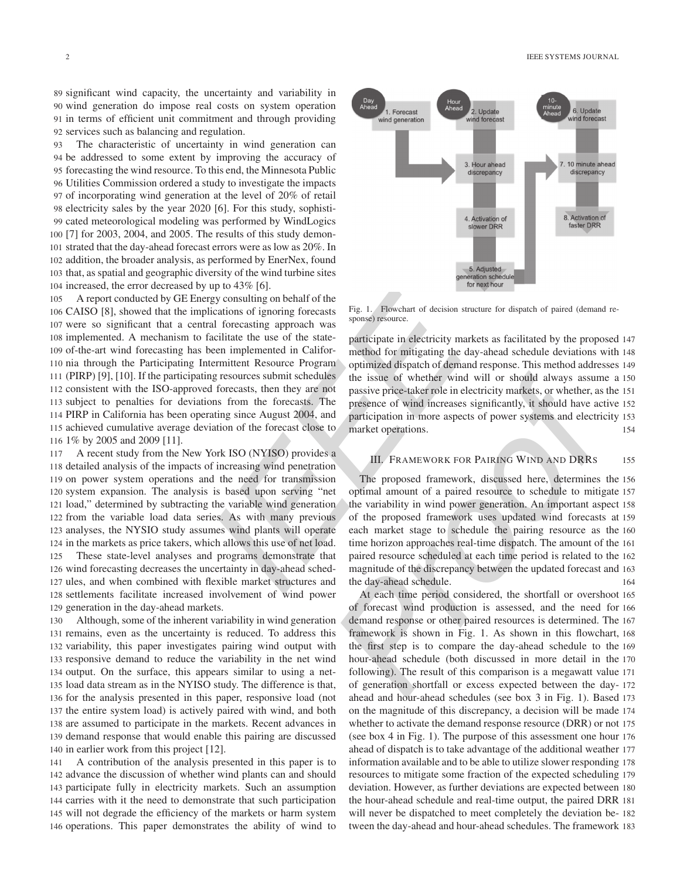significant wind capacity, the uncertainty and variability in wind generation do impose real costs on system operation in terms of efficient unit commitment and through providing services such as balancing and regulation.

The characteristic of uncertainty in wind generation can be addressed to some extent by improving the accuracy of forecasting the wind resource. To this end, the Minnesota Public Utilities Commission ordered a study to investigate the impacts of incorporating wind generation at the level of 20% of retail electricity sales by the year 2020 [6]. For this study, sophisticated meteorological modeling was performed by WindLogics [7] for 2003, 2004, and 2005. The results of this study demonstrated that the day-ahead forecast errors were as low as 20%. In addition, the broader analysis, as performed by EnerNex, found that, as spatial and geographic diversity of the wind turbine sites increased, the error decreased by up to 43% [6].

A report conducted by GE Energy consulting on behalf of the CAISO [8], showed that the implications of ignoring forecasts were so significant that a central forecasting approach was implemented. A mechanism to facilitate the use of the state-of-the-art wind forecasting has been implemented in California through the Participating Intermittent Resource Program (PIRP) [9], [10]. If the participating resources submit schedules consistent with the ISO-approved forecasts, then they are not subject to penalties for deviations from the forecasts. The PIRP in California has been operating since August 2004, and achieved cumulative average deviation of the forecast close to 1% by 2005 and 2009 [11].

A recent study from the New York ISO (NYISO) provides a detailed analysis of the impacts of increasing wind penetration on power system operations and the need for transmission system expansion. The analysis is based upon serving "net load," determined by subtracting the variable wind generation from the variable load data series. As with many previous analyses, the NYSIO study assumes wind plants will operate in the markets as price takers, which allows this use of net load.

These state-level analyses and programs demonstrate that wind forecasting decreases the uncertainty in day-ahead schedules, and when combined with flexible market structures and settlements facilitate increased involvement of wind power generation in the day-ahead markets.

Although, some of the inherent variability in wind generation remains, even as the uncertainty is reduced. To address this variability, this paper investigates pairing wind output with responsive demand to reduce the variability in the net wind output. On the surface, this appears similar to using a net-load data stream as in the NYISO study. The difference is that, for the analysis presented in this paper, responsive load (not the entire system load) is actively paired with wind, and both are assumed to participate in the markets. Recent advances in demand response that would enable this pairing are discussed in earlier work from this project [12].

A contribution of the analysis presented in this paper is to advance the discussion of whether wind plants can and should participate fully in electricity markets. Such an assumption carries with it the need to demonstrate that such participation will not degrade the efficiency of the markets or harm system operations. This paper demonstrates the ability of wind to participate in electricity markets as facilitated by the proposed method for mitigating the day-ahead schedule deviations with optimized dispatch of demand response. This method addresses the issue of whether wind will or should always assume a passive price-taker role in electricity markets, or whether, as the presence of wind increases significantly, it should have active participation in more aspects of power systems and electricity market operations.

Day Ahead
1. Forecast wind generation
Hour Ahead
2. Update wind forecast
3. Hour ahead discrepancy
4. Activation of slower DRR
5. Adjusted generation schedule for next hour
10-minute Ahead
6. Update wind forecast
7. 10 minute ahead discrepancy
8. Activation of faster DRR

Fig. 1. Flowchart of decision structure for dispatch of paired (demand response) resource.

## III. Framework for Pairing Wind and DRRs

The proposed framework, discussed here, determines the optimal amount of a paired resource to schedule to mitigate the variability in wind power generation. An important aspect of the proposed framework uses updated wind forecasts at each market stage to schedule the pairing resource as the time horizon approaches real-time dispatch. The amount of the paired resource scheduled at each time period is related to the magnitude of the discrepancy between the updated forecast and the day-ahead schedule.

At each time period considered, the shortfall or overshoot of forecast wind production is assessed, and the need for demand response or other paired resources is determined. The framework is shown in Fig. 1. As shown in this flowchart, the first step is to compare the day-ahead schedule to the hour-ahead schedule (both discussed in more detail in the following). The result of this comparison is a megawatt value of generation shortfall or excess expected between the day-ahead and hour-ahead schedules (see box 3 in Fig. 1). Based on the magnitude of this discrepancy, a decision will be made whether to activate the demand response resource (DRR) or not (see box 4 in Fig. 1). The purpose of this assessment one hour ahead of dispatch is to take advantage of the additional weather information available and to be able to utilize slower responding resources to mitigate some fraction of the expected scheduling deviation. However, as further deviations are expected between the hour-ahead schedule and real-time output, the paired DRR will never be dispatched to meet completely the deviation between the day-ahead and hour-ahead schedules. The framework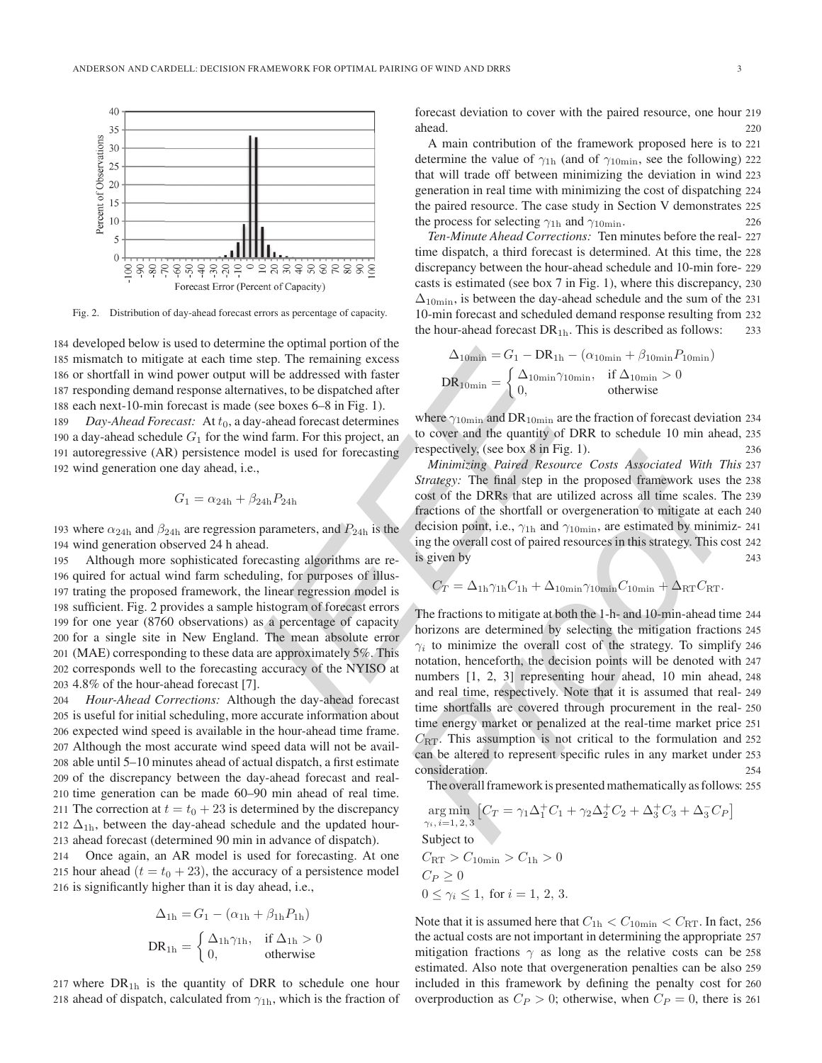Fig. 2. Distribution of day-ahead forecast errors as percentage of capacity.

developed below is used to determine the optimal portion of the mismatch to mitigate at each time step. The remaining excess or shortfall in wind power output will be addressed with faster responding demand response alternatives, to be dispatched after each next-10-min forecast is made (see boxes 6–8 in Fig. 1).

*Day-Ahead Forecast:* At $t_0$, a day-ahead forecast determines a day-ahead schedule $G_1$ for the wind farm. For this project, an autoregressive (AR) persistence model is used for forecasting wind generation one day ahead, i.e.,

$$G_1 = \alpha_{24\text{h}} + \beta_{24\text{h}} P_{24\text{h}}$$

where $\alpha_{24\text{h}}$ and $\beta_{24\text{h}}$ are regression parameters, and $P_{24\text{h}}$ is the wind generation observed 24 h ahead.

Although more sophisticated forecasting algorithms are required for actual wind farm scheduling, for purposes of illustrating the proposed framework, the linear regression model is sufficient. Fig. 2 provides a sample histogram of forecast errors for one year (8760 observations) as a percentage of capacity for a single site in New England. The mean absolute error (MAE) corresponding to these data are approximately 5%. This corresponds well to the forecasting accuracy of the NYISO at 4.8% of the hour-ahead forecast [7].

*Hour-Ahead Corrections:* Although the day-ahead forecast is useful for initial scheduling, more accurate information about expected wind speed is available in the hour-ahead time frame. Although the most accurate wind speed data will not be available until 5–10 minutes ahead of actual dispatch, a first estimate of the discrepancy between the day-ahead forecast and real-time generation can be made 60–90 min ahead of real time. The correction at $t = t_0 + 23$ is determined by the discrepancy $\Delta_{1\text{h}}$, between the day-ahead schedule and the updated hour-ahead forecast (determined 90 min in advance of dispatch).

Once again, an AR model is used for forecasting. At one hour ahead ($t = t_0 + 23$), the accuracy of a persistence model is significantly higher than it is day ahead, i.e.,

$$\Delta_{1\text{h}} = G_1 - (\alpha_{1\text{h}} + \beta_{1\text{h}} P_{1\text{h}})$$

$$\text{DR}_{1\text{h}} = \begin{cases} \Delta_{1\text{h}}\gamma_{1\text{h}}, & \text{if } \Delta_{1\text{h}} > 0 \\ 0, & \text{otherwise} \end{cases}$$

where $\text{DR}_{1\text{h}}$ is the quantity of DRR to schedule one hour ahead of dispatch, calculated from $\gamma_{1\text{h}}$, which is the fraction of forecast deviation to cover with the paired resource, one hour ahead.

A main contribution of the framework proposed here is to determine the value of $\gamma_{1\text{h}}$ (and of $\gamma_{10\text{min}}$, see the following) that will trade off between minimizing the deviation in wind generation in real time with minimizing the cost of dispatching the paired resource. The case study in Section V demonstrates the process for selecting $\gamma_{1\text{h}}$ and $\gamma_{10\text{min}}$.

*Ten-Minute Ahead Corrections:* Ten minutes before the real-time dispatch, a third forecast is determined. At this time, the discrepancy between the hour-ahead schedule and 10-min forecasts is estimated (see box 7 in Fig. 1), where this discrepancy, $\Delta_{10\text{min}}$, is between the day-ahead schedule and the sum of the 10-min forecast and scheduled demand response resulting from the hour-ahead forecast $\text{DR}_{1\text{h}}$. This is described as follows:

$$\Delta_{10\text{min}} = G_1 - \text{DR}_{1\text{h}} - (\alpha_{10\text{min}} + \beta_{10\text{min}} P_{10\text{min}})$$

$$\text{DR}_{10\text{min}} = \begin{cases} \Delta_{10\text{min}}\gamma_{10\text{min}}, & \text{if } \Delta_{10\text{min}} > 0 \\ 0, & \text{otherwise} \end{cases}$$

where $\gamma_{10\text{min}}$ and $\text{DR}_{10\text{min}}$ are the fraction of forecast deviation to cover and the quantity of DRR to schedule 10 min ahead, respectively, (see box 8 in Fig. 1).

*Minimizing Paired Resource Costs Associated With This Strategy:* The final step in the proposed framework uses the cost of the DRRs that are utilized across all time scales. The fractions of the shortfall or overgeneration to mitigate at each decision point, i.e., $\gamma_{1\text{h}}$ and $\gamma_{10\text{min}}$, are estimated by minimizing the overall cost of paired resources in this strategy. This cost is given by

$$C_T = \Delta_{1\text{h}}\gamma_{1\text{h}}C_{1\text{h}} + \Delta_{10\text{min}}\gamma_{10\text{min}}C_{10\text{min}} + \Delta_{\text{RT}}C_{\text{RT}}.$$

The fractions to mitigate at both the 1-h- and 10-min-ahead time horizons are determined by selecting the mitigation fractions $\gamma_i$ to minimize the overall cost of the strategy. To simplify notation, henceforth, the decision points will be denoted with numbers [1, 2, 3] representing hour ahead, 10 min ahead, and real time, respectively. Note that it is assumed that real-time shortfalls are covered through procurement in the real-time energy market or penalized at the real-time market price $C_{\text{RT}}$. This assumption is not critical to the formulation and can be altered to represent specific rules in any market under consideration.

The overall framework is presented mathematically as follows:

$$\underset{\gamma_i,\, i=1,2,3}{\arg\min} \left[ C_T = \gamma_1 \Delta_1^+ C_1 + \gamma_2 \Delta_2^+ C_2 + \Delta_3^+ C_3 + \Delta_3^- C_P \right]$$

Subject to

$$C_{\text{RT}} > C_{10\text{min}} > C_{1\text{h}} > 0$$

$$C_P \geq 0$$

$$0 \leq \gamma_i \leq 1, \text{ for } i = 1, 2, 3.$$

Note that it is assumed here that $C_{1\text{h}} < C_{10\text{min}} < C_{\text{RT}}$. In fact, the actual costs are not important in determining the appropriate mitigation fractions $\gamma$ as long as the relative costs can be estimated. Also note that overgeneration penalties can be also included in this framework by defining the penalty cost for overproduction as $C_P > 0$; otherwise, when $C_P = 0$, there is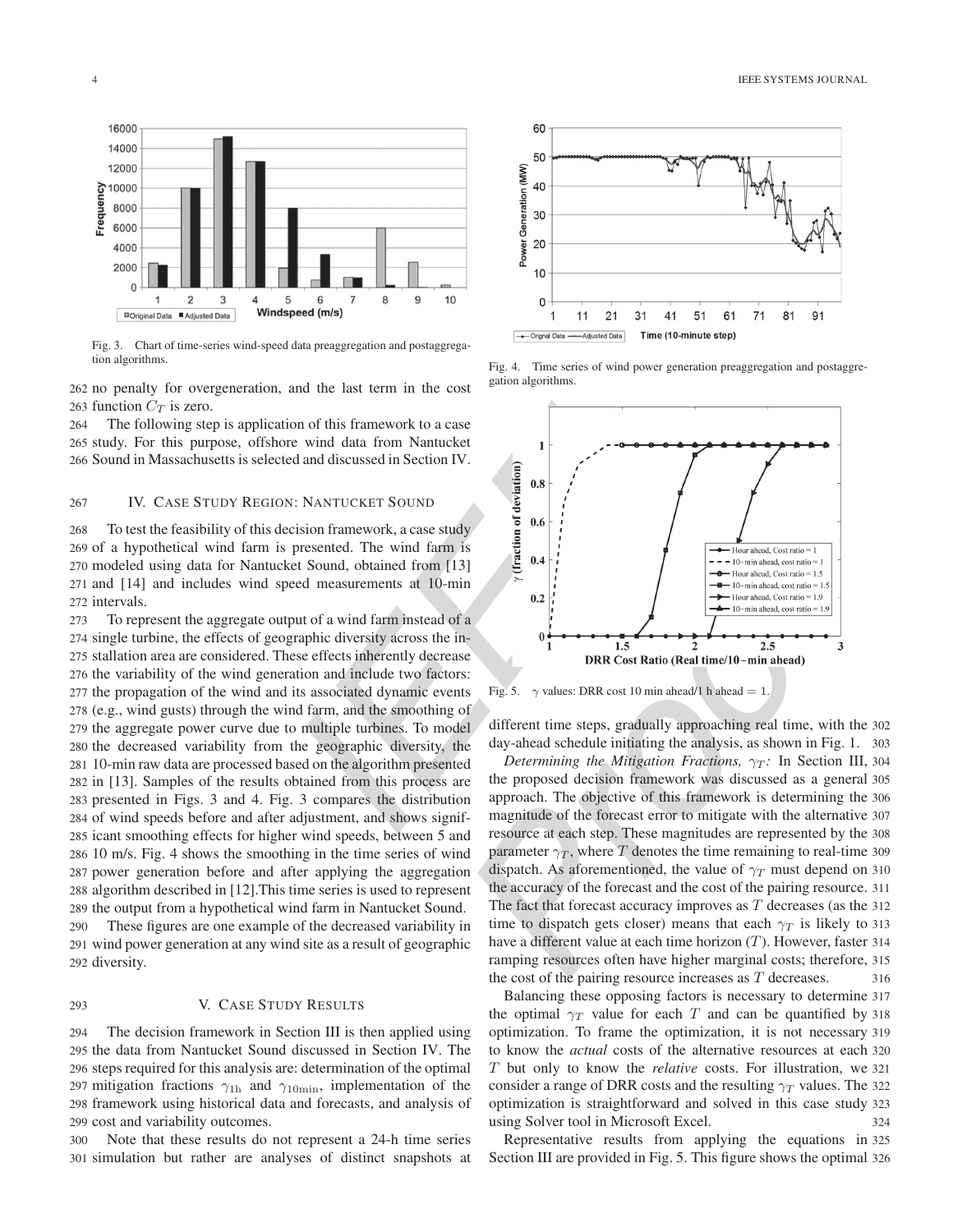Fig. 3. Chart of time-series wind-speed data preaggregation and postaggregation algorithms.

no penalty for overgeneration, and the last term in the cost function $C_T$ is zero.

The following step is application of this framework to a case study. For this purpose, offshore wind data from Nantucket Sound in Massachusetts is selected and discussed in Section IV.

## IV. Case Study Region: Nantucket Sound

To test the feasibility of this decision framework, a case study of a hypothetical wind farm is presented. The wind farm is modeled using data for Nantucket Sound, obtained from [13] and [14] and includes wind speed measurements at 10-min intervals.

To represent the aggregate output of a wind farm instead of a single turbine, the effects of geographic diversity across the installation area are considered. These effects inherently decrease the variability of the wind generation and include two factors: the propagation of the wind and its associated dynamic events (e.g., wind gusts) through the wind farm, and the smoothing of the aggregate power curve due to multiple turbines. To model the decreased variability from the geographic diversity, the 10-min raw data are processed based on the algorithm presented in [13]. Samples of the results obtained from this process are presented in Figs. 3 and 4. Fig. 3 compares the distribution of wind speeds before and after adjustment, and shows significant smoothing effects for higher wind speeds, between 5 and 10 m/s. Fig. 4 shows the smoothing in the time series of wind power generation before and after applying the aggregation algorithm described in [12].This time series is used to represent the output from a hypothetical wind farm in Nantucket Sound.

These figures are one example of the decreased variability in wind power generation at any wind site as a result of geographic diversity.

## V. Case Study Results

The decision framework in Section III is then applied using the data from Nantucket Sound discussed in Section IV. The steps required for this analysis are: determination of the optimal mitigation fractions $\gamma_{1\text{h}}$ and $\gamma_{10\text{min}}$, implementation of the framework using historical data and forecasts, and analysis of cost and variability outcomes.

Note that these results do not represent a 24-h time series simulation but rather are analyses of distinct snapshots at different time steps, gradually approaching real time, with the day-ahead schedule initiating the analysis, as shown in Fig. 1.

Fig. 4. Time series of wind power generation preaggregation and postaggregation algorithms.

Fig. 5. $\gamma$ values: DRR cost 10 min ahead/1 h ahead = 1.

*Determining the Mitigation Fractions, $\gamma_T$:* In Section III, the proposed decision framework was discussed as a general approach. The objective of this framework is determining the magnitude of the forecast error to mitigate with the alternative resource at each step. These magnitudes are represented by the parameter $\gamma_T$, where $T$ denotes the time remaining to real-time dispatch. As aforementioned, the value of $\gamma_T$ must depend on the accuracy of the forecast and the cost of the pairing resource. The fact that forecast accuracy improves as $T$ decreases (as the time to dispatch gets closer) means that each $\gamma_T$ is likely to have a different value at each time horizon ($T$). However, faster ramping resources often have higher marginal costs; therefore, the cost of the pairing resource increases as $T$ decreases.

Balancing these opposing factors is necessary to determine the optimal $\gamma_T$ value for each $T$ and can be quantified by optimization. To frame the optimization, it is not necessary to know the *actual* costs of the alternative resources at each $T$ but only to know the *relative* costs. For illustration, we consider a range of DRR costs and the resulting $\gamma_T$ values. The optimization is straightforward and solved in this case study using Solver tool in Microsoft Excel.

Representative results from applying the equations in Section III are provided in Fig. 5. This figure shows the optimal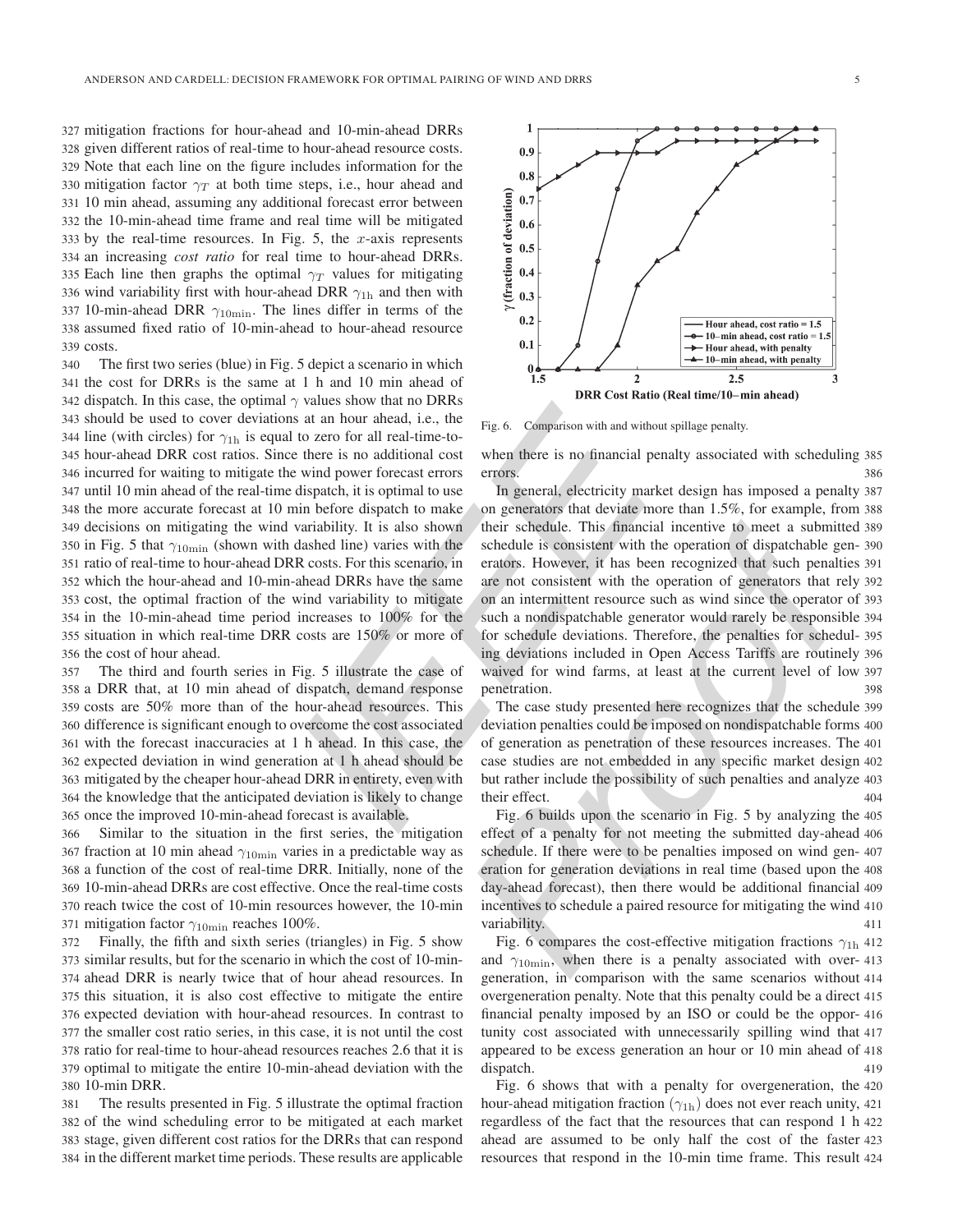mitigation fractions for hour-ahead and 10-min-ahead DRRs given different ratios of real-time to hour-ahead resource costs. Note that each line on the figure includes information for the mitigation factor $\gamma_T$ at both time steps, i.e., hour ahead and 10 min ahead, assuming any additional forecast error between the 10-min-ahead time frame and real time will be mitigated by the real-time resources. In Fig. 5, the $x$-axis represents an increasing *cost ratio* for real time to hour-ahead DRRs. Each line then graphs the optimal $\gamma_T$ values for mitigating wind variability first with hour-ahead DRR $\gamma_{1\mathrm{h}}$ and then with 10-min-ahead DRR $\gamma_{10\mathrm{min}}$. The lines differ in terms of the assumed fixed ratio of 10-min-ahead to hour-ahead resource costs.

The first two series (blue) in Fig. 5 depict a scenario in which the cost for DRRs is the same at 1 h and 10 min ahead of dispatch. In this case, the optimal $\gamma$ values show that no DRRs should be used to cover deviations at an hour ahead, i.e., the line (with circles) for $\gamma_{1\mathrm{h}}$ is equal to zero for all real-time-to-hour-ahead DRR cost ratios. Since there is no additional cost incurred for waiting to mitigate the wind power forecast errors until 10 min ahead of the real-time dispatch, it is optimal to use the more accurate forecast at 10 min before dispatch to make decisions on mitigating the wind variability. It is also shown in Fig. 5 that $\gamma_{10\mathrm{min}}$ (shown with dashed line) varies with the ratio of real-time to hour-ahead DRR costs. For this scenario, in which the hour-ahead and 10-min-ahead DRRs have the same cost, the optimal fraction of the wind variability to mitigate in the 10-min-ahead time period increases to 100% for the situation in which real-time DRR costs are 150% or more of the cost of hour ahead.

The third and fourth series in Fig. 5 illustrate the case of a DRR that, at 10 min ahead of dispatch, demand response costs are 50% more than of the hour-ahead resources. This difference is significant enough to overcome the cost associated with the forecast inaccuracies at 1 h ahead. In this case, the expected deviation in wind generation at 1 h ahead should be mitigated by the cheaper hour-ahead DRR in entirety, even with the knowledge that the anticipated deviation is likely to change once the improved 10-min-ahead forecast is available.

Similar to the situation in the first series, the mitigation fraction at 10 min ahead $\gamma_{10\mathrm{min}}$ varies in a predictable way as a function of the cost of real-time DRR. Initially, none of the 10-min-ahead DRRs are cost effective. Once the real-time costs reach twice the cost of 10-min resources however, the 10-min mitigation factor $\gamma_{10\mathrm{min}}$ reaches 100%.

Finally, the fifth and sixth series (triangles) in Fig. 5 show similar results, but for the scenario in which the cost of 10-min-ahead DRR is nearly twice that of hour ahead resources. In this situation, it is also cost effective to mitigate the entire expected deviation with hour-ahead resources. In contrast to the smaller cost ratio series, in this case, it is not until the cost ratio for real-time to hour-ahead resources reaches 2.6 that it is optimal to mitigate the entire 10-min-ahead deviation with the 10-min DRR.

The results presented in Fig. 5 illustrate the optimal fraction of the wind scheduling error to be mitigated at each market stage, given different cost ratios for the DRRs that can respond in the different market time periods. These results are applicable when there is no financial penalty associated with scheduling errors.

Fig. 6. Comparison with and without spillage penalty.

In general, electricity market design has imposed a penalty on generators that deviate more than 1.5%, for example, from their schedule. This financial incentive to meet a submitted schedule is consistent with the operation of dispatchable generators. However, it has been recognized that such penalties are not consistent with the operation of generators that rely on an intermittent resource such as wind since the operator of such a nondispatchable generator would rarely be responsible for schedule deviations. Therefore, the penalties for scheduling deviations included in Open Access Tariffs are routinely waived for wind farms, at least at the current level of low penetration.

The case study presented here recognizes that the schedule deviation penalties could be imposed on nondispatchable forms of generation as penetration of these resources increases. The case studies are not embedded in any specific market design but rather include the possibility of such penalties and analyze their effect.

Fig. 6 builds upon the scenario in Fig. 5 by analyzing the effect of a penalty for not meeting the submitted day-ahead schedule. If there were to be penalties imposed on wind generation for generation deviations in real time (based upon the day-ahead forecast), then there would be additional financial incentives to schedule a paired resource for mitigating the wind variability.

Fig. 6 compares the cost-effective mitigation fractions $\gamma_{1\mathrm{h}}$ and $\gamma_{10\mathrm{min}}$, when there is a penalty associated with overgeneration, in comparison with the same scenarios without overgeneration penalty. Note that this penalty could be a direct financial penalty imposed by an ISO or could be the opportunity cost associated with unnecessarily spilling wind that appeared to be excess generation an hour or 10 min ahead of dispatch.

Fig. 6 shows that with a penalty for overgeneration, the hour-ahead mitigation fraction ($\gamma_{1\mathrm{h}}$) does not ever reach unity, regardless of the fact that the resources that can respond 1 h ahead are assumed to be only half the cost of the faster resources that respond in the 10-min time frame. This result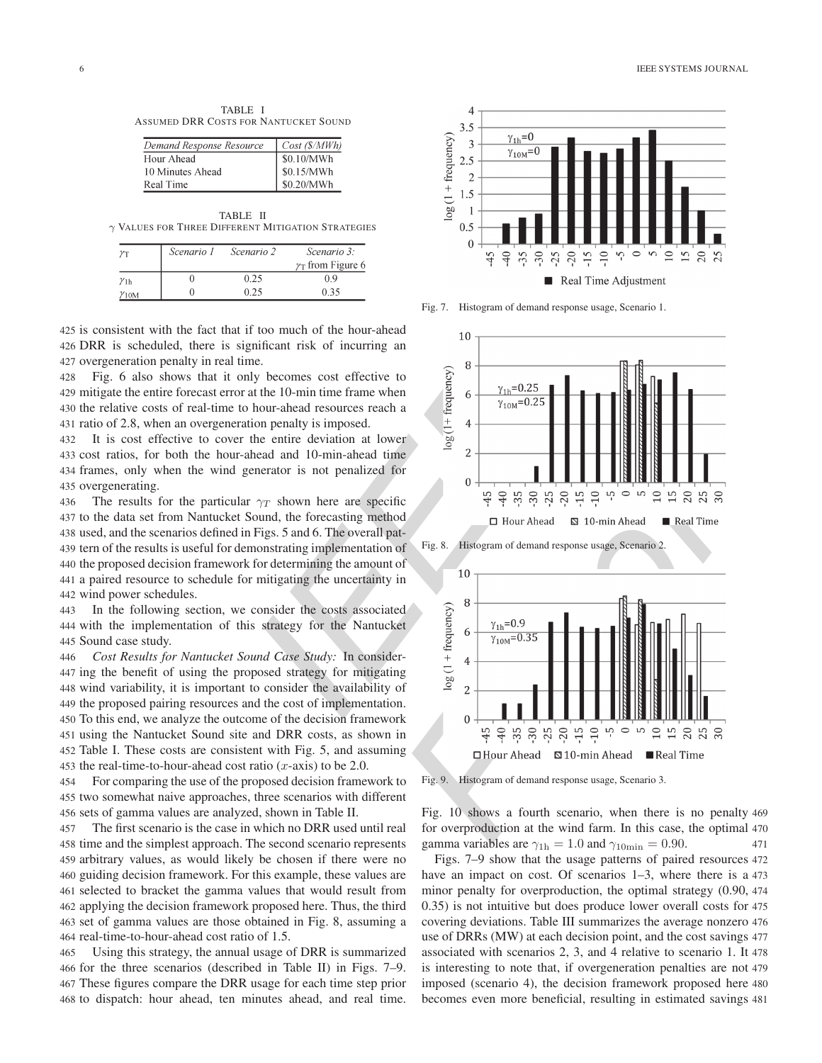TABLE I
ASSUMED DRR COSTS FOR NANTUCKET SOUND

| *Demand Response Resource* | *Cost ($/MWh)* |
|---|---|
| Hour Ahead | $0.10/MWh |
| 10 Minutes Ahead | $0.15/MWh |
| Real Time | $0.20/MWh |

TABLE II
$\gamma$ VALUES FOR THREE DIFFERENT MITIGATION STRATEGIES

| $\gamma_{\mathrm{T}}$ | *Scenario 1* | *Scenario 2* | *Scenario 3: $\gamma_{\mathrm{T}}$ from Figure 6* |
|---|---|---|---|
| $\gamma_{1\mathrm{h}}$ | 0 | 0.25 | 0.9 |
| $\gamma_{10\mathrm{M}}$ | 0 | 0.25 | 0.35 |

is consistent with the fact that if too much of the hour-ahead DRR is scheduled, there is significant risk of incurring an overgeneration penalty in real time.

Fig. 6 also shows that it only becomes cost effective to mitigate the entire forecast error at the 10-min time frame when the relative costs of real-time to hour-ahead resources reach a ratio of 2.8, when an overgeneration penalty is imposed.

It is cost effective to cover the entire deviation at lower cost ratios, for both the hour-ahead and 10-min-ahead time frames, only when the wind generator is not penalized for overgenerating.

The results for the particular $\gamma_T$ shown here are specific to the data set from Nantucket Sound, the forecasting method used, and the scenarios defined in Figs. 5 and 6. The overall pattern of the results is useful for demonstrating implementation of the proposed decision framework for determining the amount of a paired resource to schedule for mitigating the uncertainty in wind power schedules.

In the following section, we consider the costs associated with the implementation of this strategy for the Nantucket Sound case study.

*Cost Results for Nantucket Sound Case Study:* In considering the benefit of using the proposed strategy for mitigating wind variability, it is important to consider the availability of the proposed pairing resources and the cost of implementation. To this end, we analyze the outcome of the decision framework using the Nantucket Sound site and DRR costs, as shown in Table I. These costs are consistent with Fig. 5, and assuming the real-time-to-hour-ahead cost ratio ($x$-axis) to be 2.0.

For comparing the use of the proposed decision framework to two somewhat naive approaches, three scenarios with different sets of gamma values are analyzed, shown in Table II.

The first scenario is the case in which no DRR used until real time and the simplest approach. The second scenario represents arbitrary values, as would likely be chosen if there were no guiding decision framework. For this example, these values are selected to bracket the gamma values that would result from applying the decision framework proposed here. Thus, the third set of gamma values are those obtained in Fig. 8, assuming a real-time-to-hour-ahead cost ratio of 1.5.

Using this strategy, the annual usage of DRR is summarized for the three scenarios (described in Table II) in Figs. 7–9. These figures compare the DRR usage for each time step prior to dispatch: hour ahead, ten minutes ahead, and real time.

Fig. 7. Histogram of demand response usage, Scenario 1.

Fig. 8. Histogram of demand response usage, Scenario 2.

Fig. 9. Histogram of demand response usage, Scenario 3.

Fig. 10 shows a fourth scenario, when there is no penalty for overproduction at the wind farm. In this case, the optimal gamma variables are $\gamma_{1\mathrm{h}} = 1.0$ and $\gamma_{10\mathrm{min}} = 0.90$.

Figs. 7–9 show that the usage patterns of paired resources have an impact on cost. Of scenarios 1–3, where there is a minor penalty for overproduction, the optimal strategy (0.90, 0.35) is not intuitive but does produce lower overall costs for covering deviations. Table III summarizes the average nonzero use of DRRs (MW) at each decision point, and the cost savings associated with scenarios 2, 3, and 4 relative to scenario 1. It is interesting to note that, if overgeneration penalties are not imposed (scenario 4), the decision framework proposed here becomes even more beneficial, resulting in estimated savings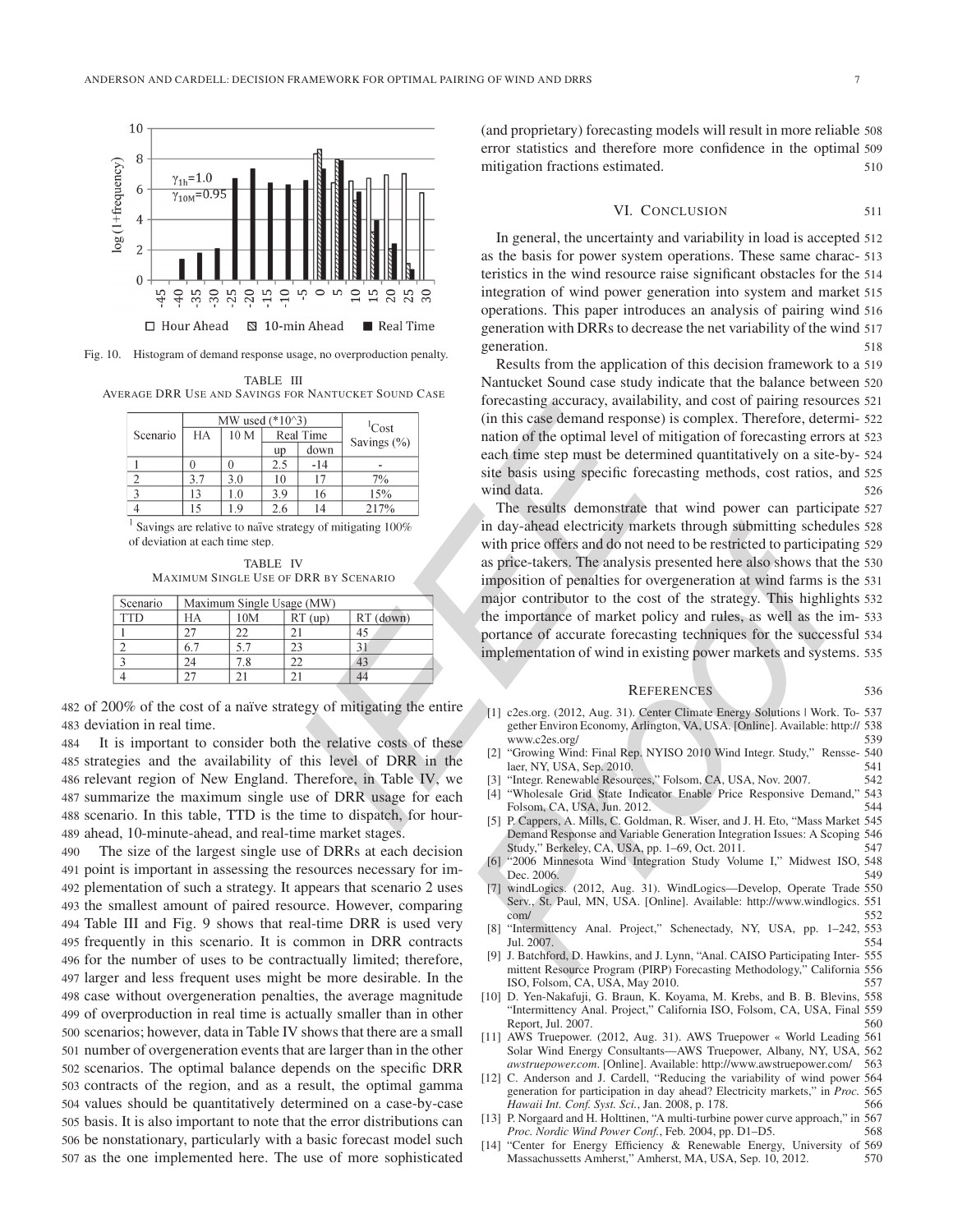Fig. 10. Histogram of demand response usage, no overproduction penalty.

TABLE III
AVERAGE DRR USE AND SAVINGS FOR NANTUCKET SOUND CASE

| Scenario | MW used (*10^3) | | | | [1]Cost Savings (%) |
|---|---|---|---|---|---|
| | HA | 10 M | Real Time | | |
| | | | up | down | |
| 1 | 0 | 0 | 2.5 | -14 | - |
| 2 | 3.7 | 3.0 | 10 | 17 | 7% |
| 3 | 13 | 1.0 | 3.9 | 16 | 15% |
| 4 | 15 | 1.9 | 2.6 | 14 | 217% |

[1] Savings are relative to naïve strategy of mitigating 100% of deviation at each time step.

TABLE IV
MAXIMUM SINGLE USE OF DRR BY SCENARIO

| Scenario | Maximum Single Usage (MW) | | | |
|---|---|---|---|---|
| TTD | HA | 10M | RT (up) | RT (down) |
| 1 | 27 | 22 | 21 | 45 |
| 2 | 6.7 | 5.7 | 23 | 31 |
| 3 | 24 | 7.8 | 22 | 43 |
| 4 | 27 | 21 | 21 | 44 |

of 200% of the cost of a naïve strategy of mitigating the entire deviation in real time.

It is important to consider both the relative costs of these strategies and the availability of this level of DRR in the relevant region of New England. Therefore, in Table IV, we summarize the maximum single use of DRR usage for each scenario. In this table, TTD is the time to dispatch, for hour-ahead, 10-minute-ahead, and real-time market stages.

The size of the largest single use of DRRs at each decision point is important in assessing the resources necessary for implementation of such a strategy. It appears that scenario 2 uses the smallest amount of paired resource. However, comparing Table III and Fig. 9 shows that real-time DRR is used very frequently in this scenario. It is common in DRR contracts for the number of uses to be contractually limited; therefore, larger and less frequent uses might be more desirable. In the case without overgeneration penalties, the average magnitude of overproduction in real time is actually smaller than in other scenarios; however, data in Table IV shows that there are a small number of overgeneration events that are larger than in the other scenarios. The optimal balance depends on the specific DRR contracts of the region, and as a result, the optimal gamma values should be quantitatively determined on a case-by-case basis. It is also important to note that the error distributions can be nonstationary, particularly with a basic forecast model such as the one implemented here. The use of more sophisticated (and proprietary) forecasting models will result in more reliable error statistics and therefore more confidence in the optimal mitigation fractions estimated.

## VI. CONCLUSION

In general, the uncertainty and variability in load is accepted as the basis for power system operations. These same characteristics in the wind resource raise significant obstacles for the integration of wind power generation into system and market operations. This paper introduces an analysis of pairing wind generation with DRRs to decrease the net variability of the wind generation.

Results from the application of this decision framework to a Nantucket Sound case study indicate that the balance between forecasting accuracy, availability, and cost of pairing resources (in this case demand response) is complex. Therefore, determination of the optimal level of mitigation of forecasting errors at each time step must be determined quantitatively on a site-by-site basis using specific forecasting methods, cost ratios, and wind data.

The results demonstrate that wind power can participate in day-ahead electricity markets through submitting schedules with price offers and do not need to be restricted to participating as price-takers. The analysis presented here also shows that the imposition of penalties for overgeneration at wind farms is the major contributor to the cost of the strategy. This highlights the importance of market policy and rules, as well as the importance of accurate forecasting techniques for the successful implementation of wind in existing power markets and systems.

## REFERENCES

[1] c2es.org. (2012, Aug. 31). Center Climate Energy Solutions | Work. Together Environ Economy, Arlington, VA, USA. [Online]. Available: http://www.c2es.org/

[2] "Growing Wind: Final Rep. NYISO 2010 Wind Integr. Study," Rensselaer, NY, USA, Sep. 2010.

[3] "Integr. Renewable Resources," Folsom, CA, USA, Nov. 2007.

[4] "Wholesale Grid State Indicator Enable Price Responsive Demand," Folsom, CA, USA, Jun. 2012.

[5] P. Cappers, A. Mills, C. Goldman, R. Wiser, and J. H. Eto, "Mass Market Demand Response and Variable Generation Integration Issues: A Scoping Study," Berkeley, CA, USA, pp. 1–69, Oct. 2011.

[6] "2006 Minnesota Wind Integration Study Volume I," Midwest ISO, Dec. 2006.

[7] windLogics. (2012, Aug. 31). WindLogics—Develop, Operate Trade Serv., St. Paul, MN, USA. [Online]. Available: http://www.windlogics.com/

[8] "Intermittency Anal. Project," Schenectady, NY, USA, pp. 1–242, Jul. 2007.

[9] J. Batchford, D. Hawkins, and J. Lynn, "Anal. CAISO Participating Intermittent Resource Program (PIRP) Forecasting Methodology," California ISO, Folsom, CA, USA, May 2010.

[10] D. Yen-Nakafuji, G. Braun, K. Koyama, M. Krebs, and B. B. Blevins, "Intermittency Anal. Project," California ISO, Folsom, CA, USA, Final Report, Jul. 2007.

[11] AWS Truepower. (2012, Aug. 31). AWS Truepower « World Leading Solar Wind Energy Consultants—AWS Truepower, Albany, NY, USA, *awstruepower.com*. [Online]. Available: http://www.awstruepower.com/

[12] C. Anderson and J. Cardell, "Reducing the variability of wind power generation for participation in day ahead? Electricity markets," in *Proc. Hawaii Int. Conf. Syst. Sci.*, Jan. 2008, p. 178.

[13] P. Norgaard and H. Holttinen, "A multi-turbine power curve approach," in *Proc. Nordic Wind Power Conf.*, Feb. 2004, pp. D1–D5.

[14] "Center for Energy Efficiency & Renewable Energy, University of Massachussetts Amherst," Amherst, MA, USA, Sep. 10, 2012.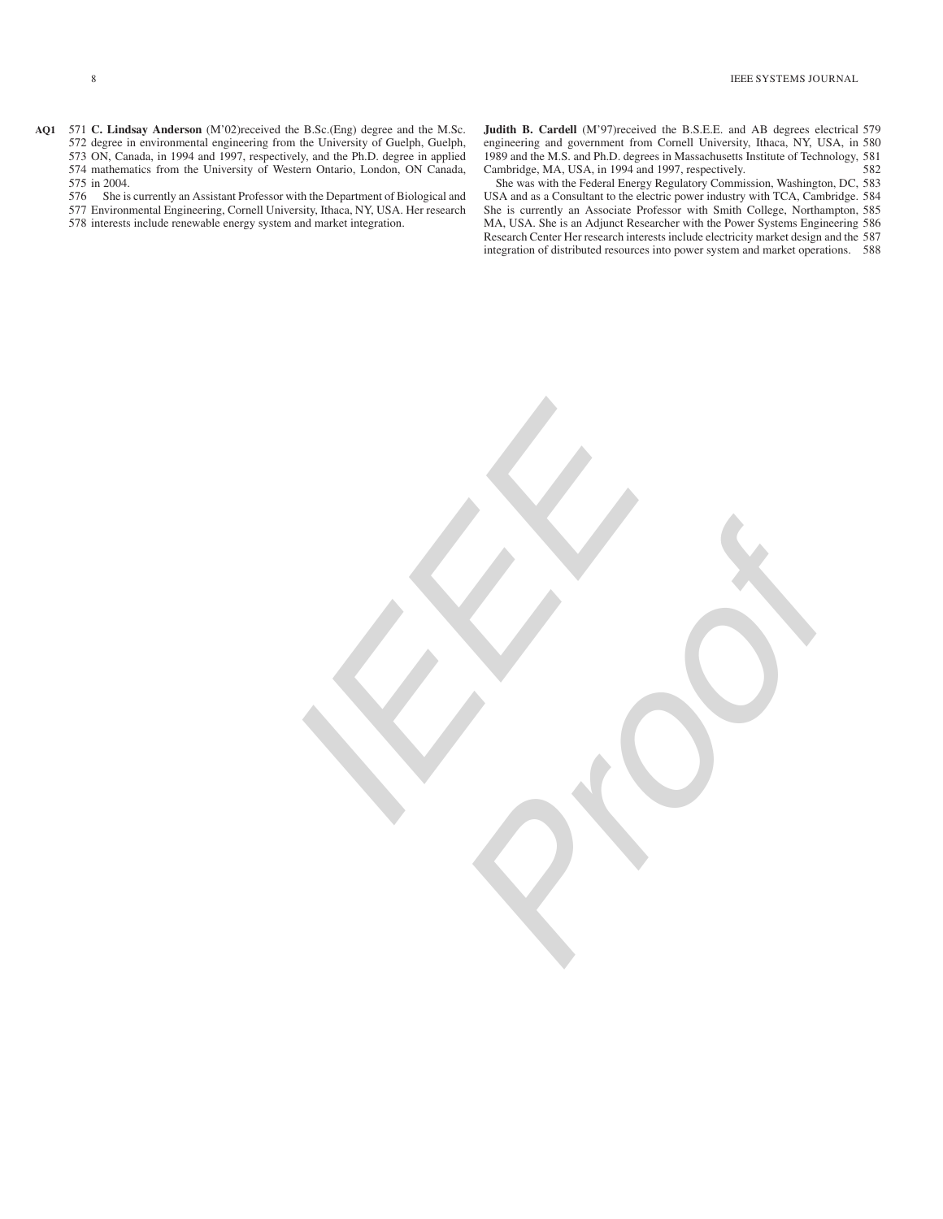**C. Lindsay Anderson** (M'02)received the B.Sc.(Eng) degree and the M.Sc. degree in environmental engineering from the University of Guelph, Guelph, ON, Canada, in 1994 and 1997, respectively, and the Ph.D. degree in applied mathematics from the University of Western Ontario, London, ON Canada, in 2004.

She is currently an Assistant Professor with the Department of Biological and Environmental Engineering, Cornell University, Ithaca, NY, USA. Her research interests include renewable energy system and market integration.

**Judith B. Cardell** (M'97)received the B.S.E.E. and AB degrees electrical engineering and government from Cornell University, Ithaca, NY, USA, in 1989 and the M.S. and Ph.D. degrees in Massachusetts Institute of Technology, Cambridge, MA, USA, in 1994 and 1997, respectively.

She was with the Federal Energy Regulatory Commission, Washington, DC, USA and as a Consultant to the electric power industry with TCA, Cambridge. She is currently an Associate Professor with Smith College, Northampton, MA, USA. She is an Adjunct Researcher with the Power Systems Engineering Research Center Her research interests include electricity market design and the integration of distributed resources into power system and market operations.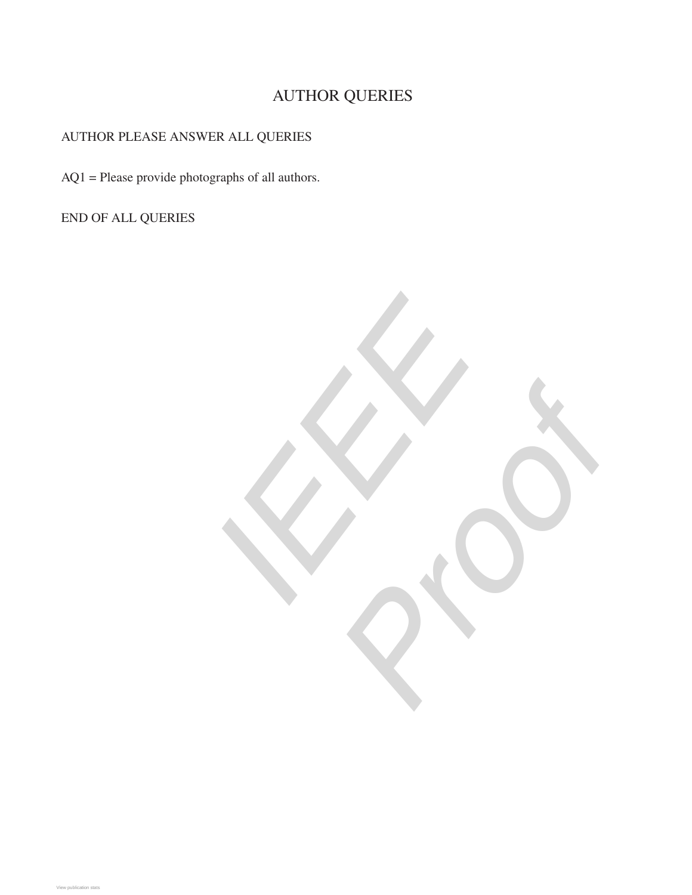# AUTHOR QUERIES

AUTHOR PLEASE ANSWER ALL QUERIES

AQ1 = Please provide photographs of all authors.

END OF ALL QUERIES